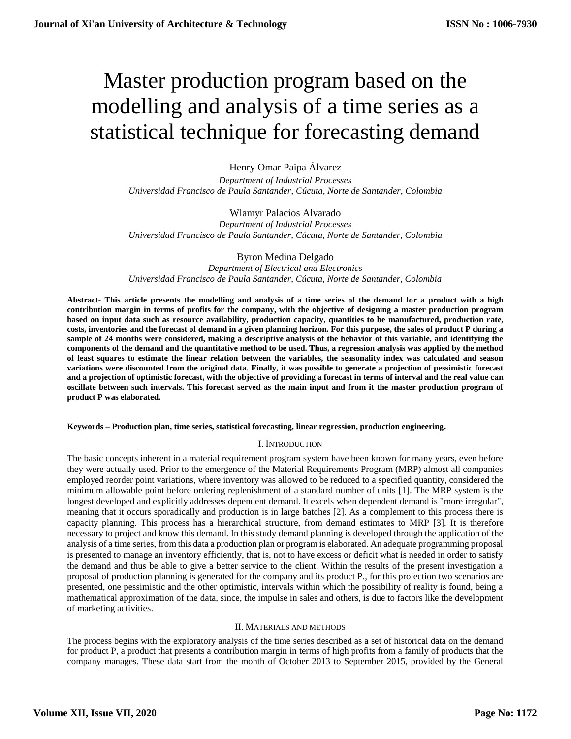# Master production program based on the modelling and analysis of a time series as a statistical technique for forecasting demand

Henry Omar Paipa Álvarez
*Department of Industrial Processes*
*Universidad Francisco de Paula Santander, Cúcuta, Norte de Santander, Colombia*

Wlamyr Palacios Alvarado
*Department of Industrial Processes*
*Universidad Francisco de Paula Santander, Cúcuta, Norte de Santander, Colombia*

Byron Medina Delgado
*Department of Electrical and Electronics*
*Universidad Francisco de Paula Santander, Cúcuta, Norte de Santander, Colombia*

**Abstract- This article presents the modelling and analysis of a time series of the demand for a product with a high contribution margin in terms of profits for the company, with the objective of designing a master production program based on input data such as resource availability, production capacity, quantities to be manufactured, production rate, costs, inventories and the forecast of demand in a given planning horizon. For this purpose, the sales of product P during a sample of 24 months were considered, making a descriptive analysis of the behavior of this variable, and identifying the components of the demand and the quantitative method to be used. Thus, a regression analysis was applied by the method of least squares to estimate the linear relation between the variables, the seasonality index was calculated and season variations were discounted from the original data. Finally, it was possible to generate a projection of pessimistic forecast and a projection of optimistic forecast, with the objective of providing a forecast in terms of interval and the real value can oscillate between such intervals. This forecast served as the main input and from it the master production program of product P was elaborated.**

**Keywords – Production plan, time series, statistical forecasting, linear regression, production engineering.**

## I. Introduction

The basic concepts inherent in a material requirement program system have been known for many years, even before they were actually used. Prior to the emergence of the Material Requirements Program (MRP) almost all companies employed reorder point variations, where inventory was allowed to be reduced to a specified quantity, considered the minimum allowable point before ordering replenishment of a standard number of units [1]. The MRP system is the longest developed and explicitly addresses dependent demand. It excels when dependent demand is "more irregular", meaning that it occurs sporadically and production is in large batches [2]. As a complement to this process there is capacity planning. This process has a hierarchical structure, from demand estimates to MRP [3]. It is therefore necessary to project and know this demand. In this study demand planning is developed through the application of the analysis of a time series, from this data a production plan or program is elaborated. An adequate programming proposal is presented to manage an inventory efficiently, that is, not to have excess or deficit what is needed in order to satisfy the demand and thus be able to give a better service to the client. Within the results of the present investigation a proposal of production planning is generated for the company and its product P., for this projection two scenarios are presented, one pessimistic and the other optimistic, intervals within which the possibility of reality is found, being a mathematical approximation of the data, since, the impulse in sales and others, is due to factors like the development of marketing activities.

## II. Materials and methods

The process begins with the exploratory analysis of the time series described as a set of historical data on the demand for product P, a product that presents a contribution margin in terms of high profits from a family of products that the company manages. These data start from the month of October 2013 to September 2015, provided by the General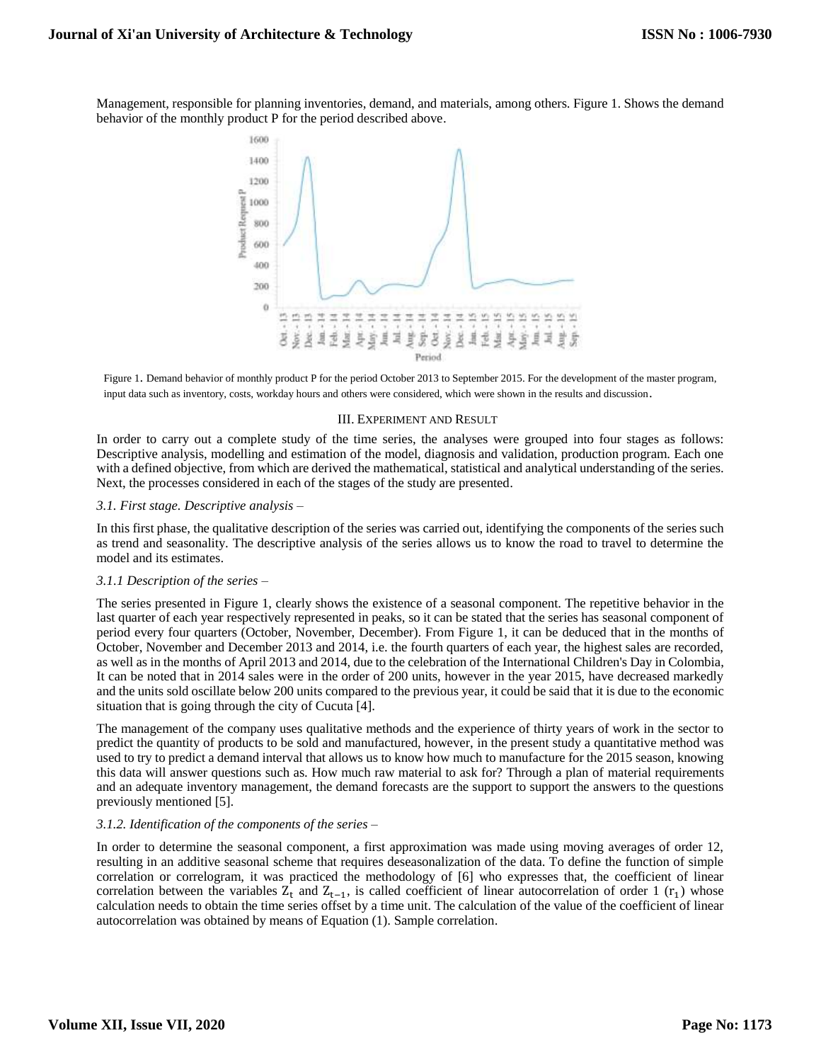Management, responsible for planning inventories, demand, and materials, among others. Figure 1. Shows the demand behavior of the monthly product P for the period described above.

Figure 1. Demand behavior of monthly product P for the period October 2013 to September 2015. For the development of the master program, input data such as inventory, costs, workday hours and others were considered, which were shown in the results and discussion.

## III. Experiment and Result

In order to carry out a complete study of the time series, the analyses were grouped into four stages as follows: Descriptive analysis, modelling and estimation of the model, diagnosis and validation, production program. Each one with a defined objective, from which are derived the mathematical, statistical and analytical understanding of the series. Next, the processes considered in each of the stages of the study are presented.

### *3.1. First stage. Descriptive analysis –*

In this first phase, the qualitative description of the series was carried out, identifying the components of the series such as trend and seasonality. The descriptive analysis of the series allows us to know the road to travel to determine the model and its estimates.

#### *3.1.1 Description of the series –*

The series presented in Figure 1, clearly shows the existence of a seasonal component. The repetitive behavior in the last quarter of each year respectively represented in peaks, so it can be stated that the series has seasonal component of period every four quarters (October, November, December). From Figure 1, it can be deduced that in the months of October, November and December 2013 and 2014, i.e. the fourth quarters of each year, the highest sales are recorded, as well as in the months of April 2013 and 2014, due to the celebration of the International Children's Day in Colombia, It can be noted that in 2014 sales were in the order of 200 units, however in the year 2015, have decreased markedly and the units sold oscillate below 200 units compared to the previous year, it could be said that it is due to the economic situation that is going through the city of Cucuta [4].

The management of the company uses qualitative methods and the experience of thirty years of work in the sector to predict the quantity of products to be sold and manufactured, however, in the present study a quantitative method was used to try to predict a demand interval that allows us to know how much to manufacture for the 2015 season, knowing this data will answer questions such as. How much raw material to ask for? Through a plan of material requirements and an adequate inventory management, the demand forecasts are the support to support the answers to the questions previously mentioned [5].

#### *3.1.2. Identification of the components of the series –*

In order to determine the seasonal component, a first approximation was made using moving averages of order 12, resulting in an additive seasonal scheme that requires deseasonalization of the data. To define the function of simple correlation or correlogram, it was practiced the methodology of [6] who expresses that, the coefficient of linear correlation between the variables $Z_t$ and $Z_{t-1}$, is called coefficient of linear autocorrelation of order 1 ($r_1$) whose calculation needs to obtain the time series offset by a time unit. The calculation of the value of the coefficient of linear autocorrelation was obtained by means of Equation (1). Sample correlation.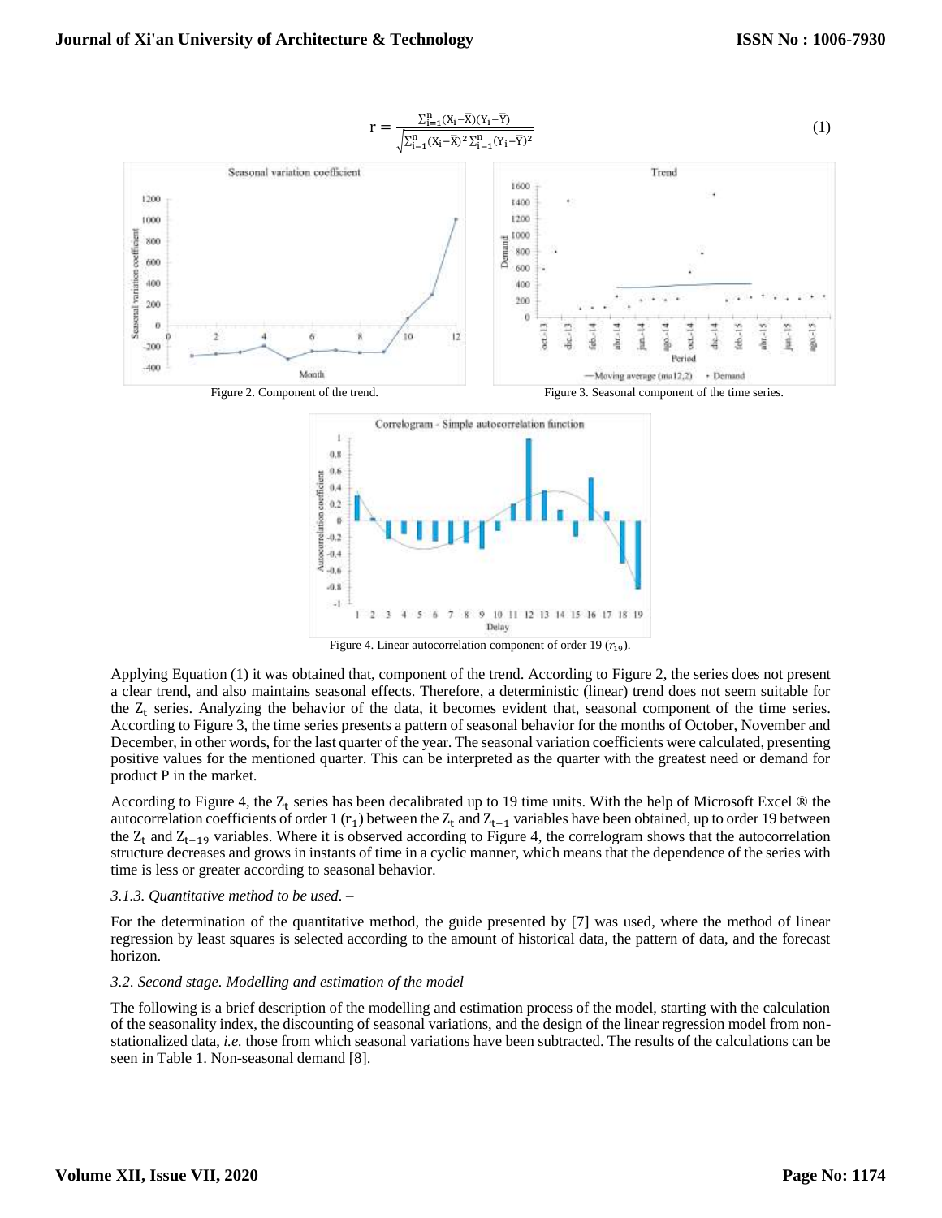$$r = \frac{\sum_{i=1}^{n}(X_i-\bar{X})(Y_i-\bar{Y})}{\sqrt{\sum_{i=1}^{n}(X_i-\bar{X})^2\sum_{i=1}^{n}(Y_i-\bar{Y})^2}} \tag{1}$$

Figure 2. Component of the trend.

Figure 3. Seasonal component of the time series.

Figure 4. Linear autocorrelation component of order 19 ($r_{19}$).

Applying Equation (1) it was obtained that, component of the trend. According to Figure 2, the series does not present a clear trend, and also maintains seasonal effects. Therefore, a deterministic (linear) trend does not seem suitable for the $Z_t$ series. Analyzing the behavior of the data, it becomes evident that, seasonal component of the time series. According to Figure 3, the time series presents a pattern of seasonal behavior for the months of October, November and December, in other words, for the last quarter of the year. The seasonal variation coefficients were calculated, presenting positive values for the mentioned quarter. This can be interpreted as the quarter with the greatest need or demand for product P in the market.

According to Figure 4, the $Z_t$ series has been decalibrated up to 19 time units. With the help of Microsoft Excel ® the autocorrelation coefficients of order 1 ($r_1$) between the $Z_t$ and $Z_{t-1}$ variables have been obtained, up to order 19 between the $Z_t$ and $Z_{t-19}$ variables. Where it is observed according to Figure 4, the correlogram shows that the autocorrelation structure decreases and grows in instants of time in a cyclic manner, which means that the dependence of the series with time is less or greater according to seasonal behavior.

*3.1.3. Quantitative method to be used. –*

For the determination of the quantitative method, the guide presented by [7] was used, where the method of linear regression by least squares is selected according to the amount of historical data, the pattern of data, and the forecast horizon.

*3.2. Second stage. Modelling and estimation of the model –*

The following is a brief description of the modelling and estimation process of the model, starting with the calculation of the seasonality index, the discounting of seasonal variations, and the design of the linear regression model from non-stationalized data, *i.e.* those from which seasonal variations have been subtracted. The results of the calculations can be seen in Table 1. Non-seasonal demand [8].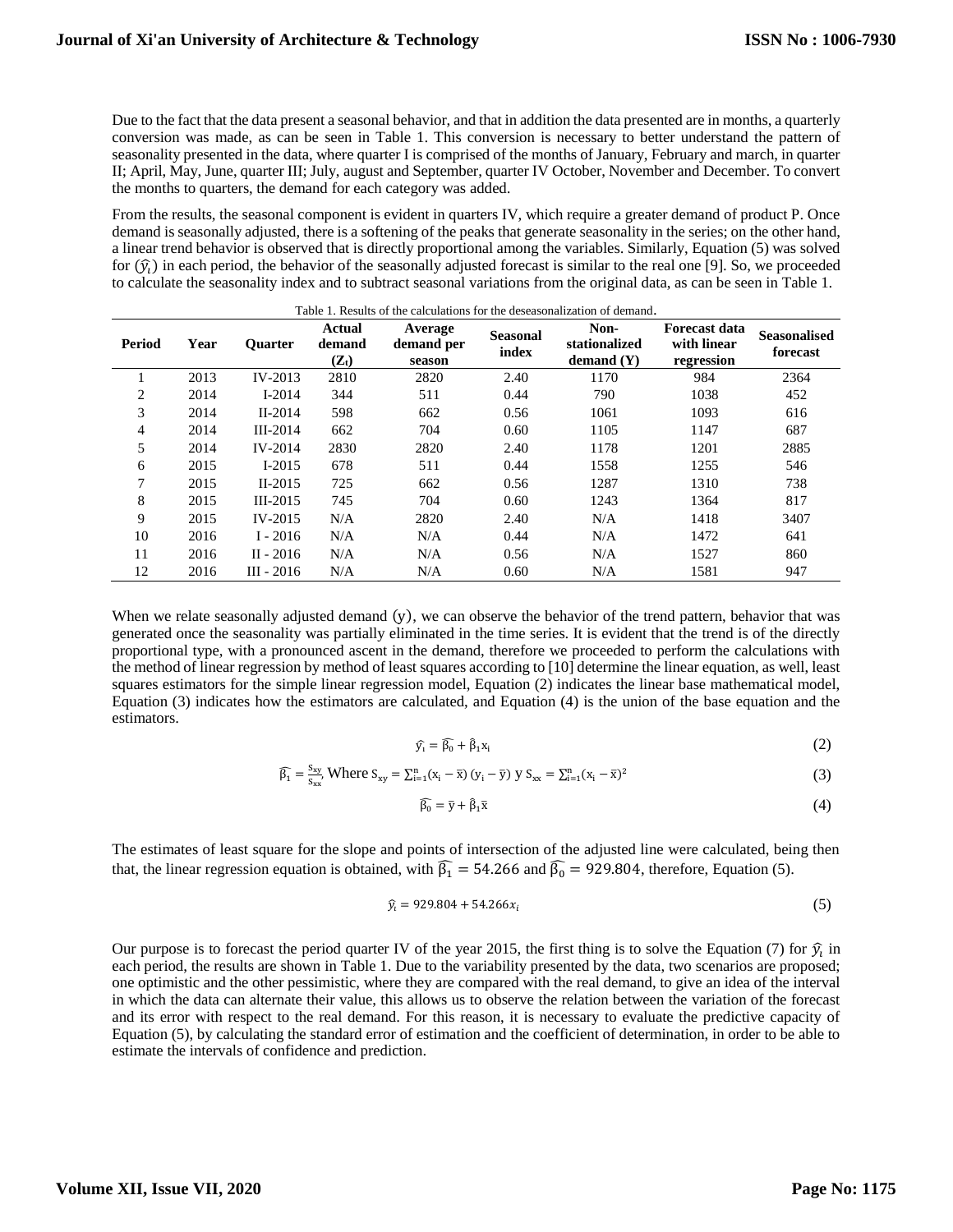Due to the fact that the data present a seasonal behavior, and that in addition the data presented are in months, a quarterly conversion was made, as can be seen in Table 1. This conversion is necessary to better understand the pattern of seasonality presented in the data, where quarter I is comprised of the months of January, February and march, in quarter II; April, May, June, quarter III; July, august and September, quarter IV October, November and December. To convert the months to quarters, the demand for each category was added.

From the results, the seasonal component is evident in quarters IV, which require a greater demand of product P. Once demand is seasonally adjusted, there is a softening of the peaks that generate seasonality in the series; on the other hand, a linear trend behavior is observed that is directly proportional among the variables. Similarly, Equation (5) was solved for ($\hat{y}_i$) in each period, the behavior of the seasonally adjusted forecast is similar to the real one [9]. So, we proceeded to calculate the seasonality index and to subtract seasonal variations from the original data, as can be seen in Table 1.

Table 1. Results of the calculations for the deseasonalization of demand.

| Period | Year | Quarter | Actual demand ($Z_t$) | Average demand per season | Seasonal index | Non-stationalized demand (Y) | Forecast data with linear regression | Seasonalised forecast |
|---|---|---|---|---|---|---|---|---|
| 1 | 2013 | IV-2013 | 2810 | 2820 | 2.40 | 1170 | 984 | 2364 |
| 2 | 2014 | I-2014 | 344 | 511 | 0.44 | 790 | 1038 | 452 |
| 3 | 2014 | II-2014 | 598 | 662 | 0.56 | 1061 | 1093 | 616 |
| 4 | 2014 | III-2014 | 662 | 704 | 0.60 | 1105 | 1147 | 687 |
| 5 | 2014 | IV-2014 | 2830 | 2820 | 2.40 | 1178 | 1201 | 2885 |
| 6 | 2015 | I-2015 | 678 | 511 | 0.44 | 1558 | 1255 | 546 |
| 7 | 2015 | II-2015 | 725 | 662 | 0.56 | 1287 | 1310 | 738 |
| 8 | 2015 | III-2015 | 745 | 704 | 0.60 | 1243 | 1364 | 817 |
| 9 | 2015 | IV-2015 | N/A | 2820 | 2.40 | N/A | 1418 | 3407 |
| 10 | 2016 | I - 2016 | N/A | N/A | 0.44 | N/A | 1472 | 641 |
| 11 | 2016 | II - 2016 | N/A | N/A | 0.56 | N/A | 1527 | 860 |
| 12 | 2016 | III - 2016 | N/A | N/A | 0.60 | N/A | 1581 | 947 |

When we relate seasonally adjusted demand ($y$), we can observe the behavior of the trend pattern, behavior that was generated once the seasonality was partially eliminated in the time series. It is evident that the trend is of the directly proportional type, with a pronounced ascent in the demand, therefore we proceeded to perform the calculations with the method of linear regression by method of least squares according to [10] determine the linear equation, as well, least squares estimators for the simple linear regression model, Equation (2) indicates the linear base mathematical model, Equation (3) indicates how the estimators are calculated, and Equation (4) is the union of the base equation and the estimators.

$$\hat{y}_i = \widehat{\beta_0} + \hat{\beta}_1 x_i \tag{2}$$

$$\widehat{\beta_1} = \frac{S_{xy}}{S_{xx}}, \text{ Where } S_{xy} = \sum_{i=1}^{n}(x_i - \bar{x})(y_i - \bar{y}) \text{ y } S_{xx} = \sum_{i=1}^{n}(x_i - \bar{x})^2 \tag{3}$$

$$\widehat{\beta_0} = \bar{y} + \hat{\beta}_1 \bar{x} \tag{4}$$

The estimates of least square for the slope and points of intersection of the adjusted line were calculated, being then that, the linear regression equation is obtained, with $\widehat{\beta_1} = 54.266$ and $\widehat{\beta_0} = 929.804$, therefore, Equation (5).

$$\hat{y}_i = 929.804 + 54.266x_i \tag{5}$$

Our purpose is to forecast the period quarter IV of the year 2015, the first thing is to solve the Equation (7) for $\hat{y}_i$ in each period, the results are shown in Table 1. Due to the variability presented by the data, two scenarios are proposed; one optimistic and the other pessimistic, where they are compared with the real demand, to give an idea of the interval in which the data can alternate their value, this allows us to observe the relation between the variation of the forecast and its error with respect to the real demand. For this reason, it is necessary to evaluate the predictive capacity of Equation (5), by calculating the standard error of estimation and the coefficient of determination, in order to be able to estimate the intervals of confidence and prediction.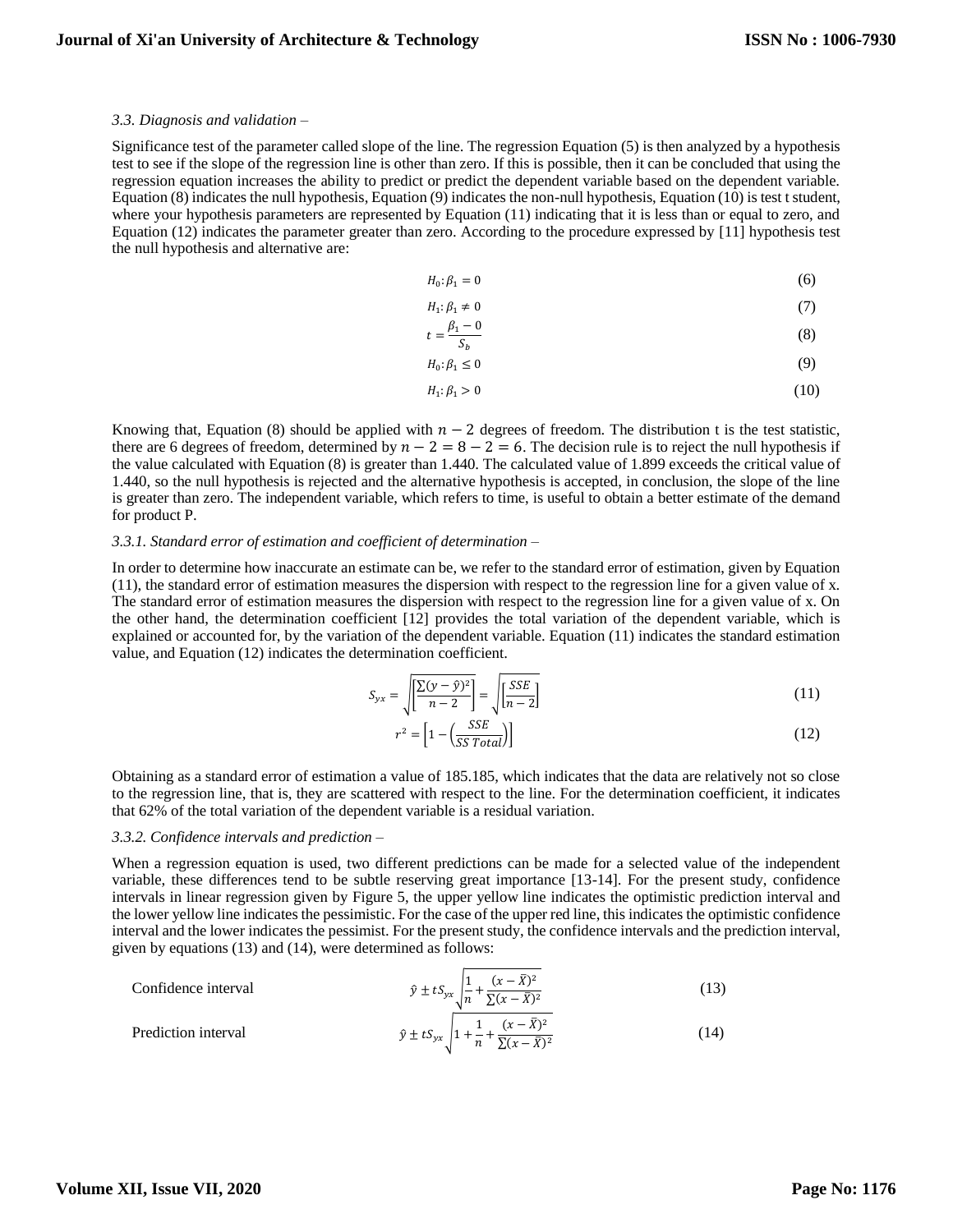*3.3. Diagnosis and validation –*

Significance test of the parameter called slope of the line. The regression Equation (5) is then analyzed by a hypothesis test to see if the slope of the regression line is other than zero. If this is possible, then it can be concluded that using the regression equation increases the ability to predict or predict the dependent variable based on the dependent variable. Equation (8) indicates the null hypothesis, Equation (9) indicates the non-null hypothesis, Equation (10) is test t student, where your hypothesis parameters are represented by Equation (11) indicating that it is less than or equal to zero, and Equation (12) indicates the parameter greater than zero. According to the procedure expressed by [11] hypothesis test the null hypothesis and alternative are:

$$H_0: \beta_1 = 0 \tag{6}$$

$$H_1: \beta_1 \neq 0 \tag{7}$$

$$t = \frac{\beta_1 - 0}{S_b} \tag{8}$$

$$H_0: \beta_1 \leq 0 \tag{9}$$

$$H_1: \beta_1 > 0 \tag{10}$$

Knowing that, Equation (8) should be applied with $n - 2$ degrees of freedom. The distribution t is the test statistic, there are 6 degrees of freedom, determined by $n - 2 = 8 - 2 = 6$. The decision rule is to reject the null hypothesis if the value calculated with Equation (8) is greater than 1.440. The calculated value of 1.899 exceeds the critical value of 1.440, so the null hypothesis is rejected and the alternative hypothesis is accepted, in conclusion, the slope of the line is greater than zero. The independent variable, which refers to time, is useful to obtain a better estimate of the demand for product P.

*3.3.1. Standard error of estimation and coefficient of determination –*

In order to determine how inaccurate an estimate can be, we refer to the standard error of estimation, given by Equation (11), the standard error of estimation measures the dispersion with respect to the regression line for a given value of x. The standard error of estimation measures the dispersion with respect to the regression line for a given value of x. On the other hand, the determination coefficient [12] provides the total variation of the dependent variable, which is explained or accounted for, by the variation of the dependent variable. Equation (11) indicates the standard estimation value, and Equation (12) indicates the determination coefficient.

$$S_{yx} = \sqrt{\left[\frac{\sum(y - \hat{y})^2}{n - 2}\right]} = \sqrt{\left[\frac{SSE}{n - 2}\right]} \tag{11}$$

$$r^2 = \left[1 - \left(\frac{SSE}{SS\ Total}\right)\right] \tag{12}$$

Obtaining as a standard error of estimation a value of 185.185, which indicates that the data are relatively not so close to the regression line, that is, they are scattered with respect to the line. For the determination coefficient, it indicates that 62% of the total variation of the dependent variable is a residual variation.

*3.3.2. Confidence intervals and prediction –*

When a regression equation is used, two different predictions can be made for a selected value of the independent variable, these differences tend to be subtle reserving great importance [13-14]. For the present study, confidence intervals in linear regression given by Figure 5, the upper yellow line indicates the optimistic prediction interval and the lower yellow line indicates the pessimistic. For the case of the upper red line, this indicates the optimistic confidence interval and the lower indicates the pessimist. For the present study, the confidence intervals and the prediction interval, given by equations (13) and (14), were determined as follows:

Confidence interval

$$\hat{y} \pm tS_{yx}\sqrt{\frac{1}{n} + \frac{(x - \bar{X})^2}{\sum(x - \bar{X})^2}} \tag{13}$$

Prediction interval

$$\hat{y} \pm tS_{yx}\sqrt{1 + \frac{1}{n} + \frac{(x - \bar{X})^2}{\sum(x - \bar{X})^2}} \tag{14}$$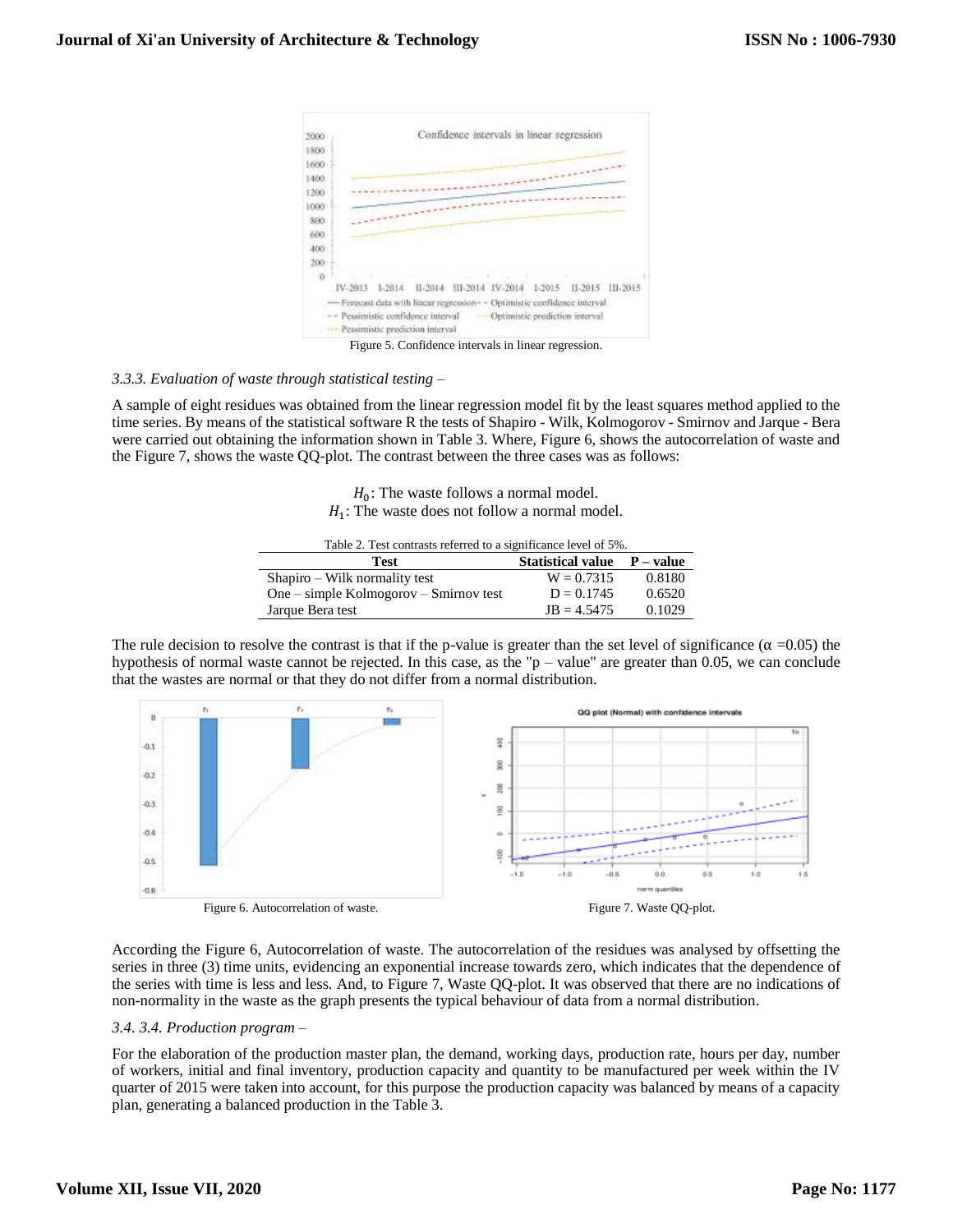Figure 5. Confidence intervals in linear regression.

*3.3.3. Evaluation of waste through statistical testing –*

A sample of eight residues was obtained from the linear regression model fit by the least squares method applied to the time series. By means of the statistical software R the tests of Shapiro - Wilk, Kolmogorov - Smirnov and Jarque - Bera were carried out obtaining the information shown in Table 3. Where, Figure 6, shows the autocorrelation of waste and the Figure 7, shows the waste QQ-plot. The contrast between the three cases was as follows:

$H_0$: The waste follows a normal model.
$H_1$: The waste does not follow a normal model.

Table 2. Test contrasts referred to a significance level of 5%.

| Test | Statistical value | P – value |
|---|---|---|
| Shapiro – Wilk normality test | W = 0.7315 | 0.8180 |
| One – simple Kolmogorov – Smirnov test | D = 0.1745 | 0.6520 |
| Jarque Bera test | JB = 4.5475 | 0.1029 |

The rule decision to resolve the contrast is that if the p-value is greater than the set level of significance ($\alpha$ =0.05) the hypothesis of normal waste cannot be rejected. In this case, as the "p – value" are greater than 0.05, we can conclude that the wastes are normal or that they do not differ from a normal distribution.

Figure 6. Autocorrelation of waste.

Figure 7. Waste QQ-plot.

According the Figure 6, Autocorrelation of waste. The autocorrelation of the residues was analysed by offsetting the series in three (3) time units, evidencing an exponential increase towards zero, which indicates that the dependence of the series with time is less and less. And, to Figure 7, Waste QQ-plot. It was observed that there are no indications of non-normality in the waste as the graph presents the typical behaviour of data from a normal distribution.

*3.4. 3.4. Production program –*

For the elaboration of the production master plan, the demand, working days, production rate, hours per day, number of workers, initial and final inventory, production capacity and quantity to be manufactured per week within the IV quarter of 2015 were taken into account, for this purpose the production capacity was balanced by means of a capacity plan, generating a balanced production in the Table 3.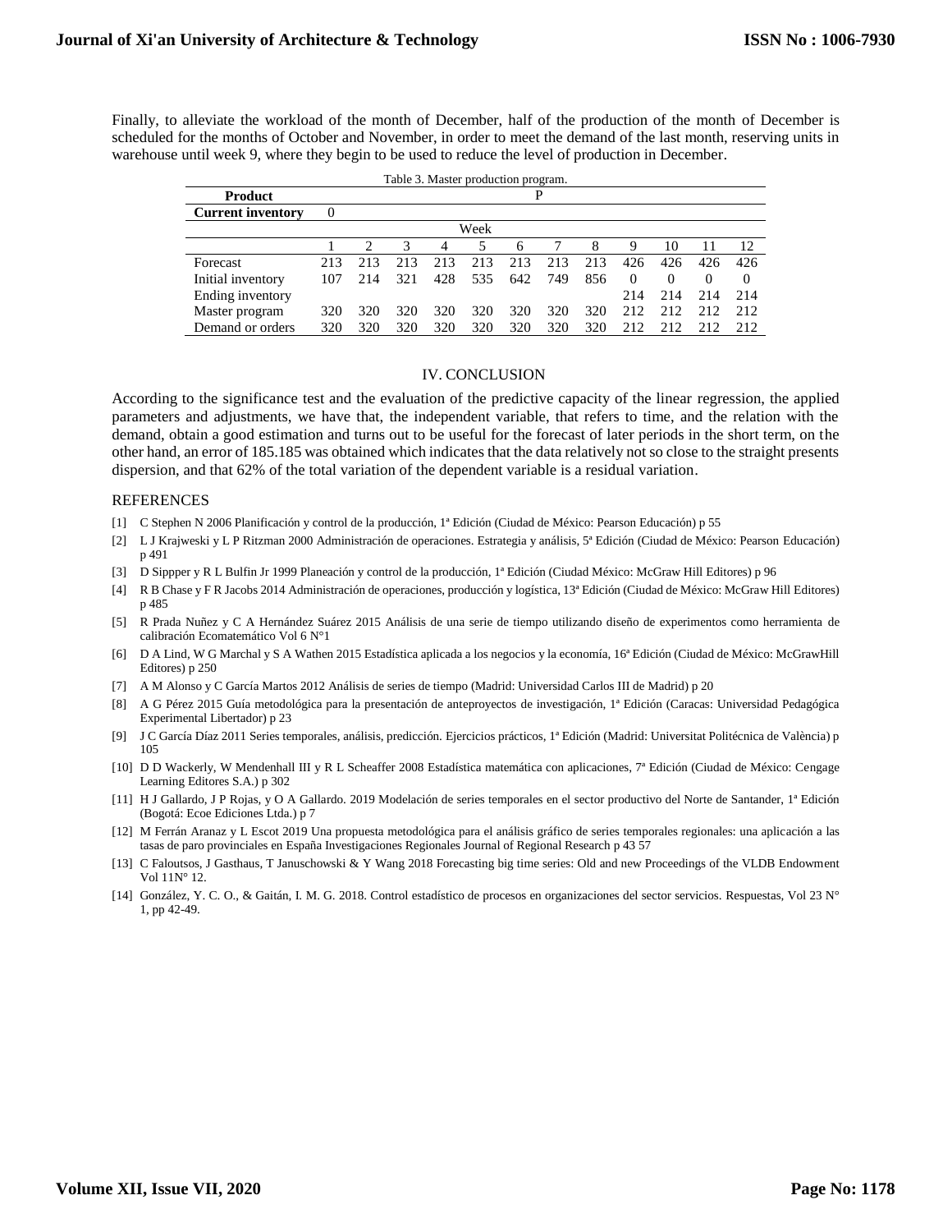Finally, to alleviate the workload of the month of December, half of the production of the month of December is scheduled for the months of October and November, in order to meet the demand of the last month, reserving units in warehouse until week 9, where they begin to be used to reduce the level of production in December.

Table 3. Master production program.

| Product | P | | | | | | | | | | | |
|---|---|---|---|---|---|---|---|---|---|---|---|---|
| Current inventory | 0 | | | | | | | | | | | |
| | Week | | | | | | | | | | | |
| | 1 | 2 | 3 | 4 | 5 | 6 | 7 | 8 | 9 | 10 | 11 | 12 |
| Forecast | 213 | 213 | 213 | 213 | 213 | 213 | 213 | 213 | 426 | 426 | 426 | 426 |
| Initial inventory | 107 | 214 | 321 | 428 | 535 | 642 | 749 | 856 | 0 | 0 | 0 | 0 |
| Ending inventory | | | | | | | | | 214 | 214 | 214 | 214 |
| Master program | 320 | 320 | 320 | 320 | 320 | 320 | 320 | 320 | 212 | 212 | 212 | 212 |
| Demand or orders | 320 | 320 | 320 | 320 | 320 | 320 | 320 | 320 | 212 | 212 | 212 | 212 |

## IV. CONCLUSION

According to the significance test and the evaluation of the predictive capacity of the linear regression, the applied parameters and adjustments, we have that, the independent variable, that refers to time, and the relation with the demand, obtain a good estimation and turns out to be useful for the forecast of later periods in the short term, on the other hand, an error of 185.185 was obtained which indicates that the data relatively not so close to the straight presents dispersion, and that 62% of the total variation of the dependent variable is a residual variation.

## REFERENCES

[1] C Stephen N 2006 Planificación y control de la producción, 1ª Edición (Ciudad de México: Pearson Educación) p 55

[2] L J Krajweski y L P Ritzman 2000 Administración de operaciones. Estrategia y análisis, 5ª Edición (Ciudad de México: Pearson Educación) p 491

[3] D Sippper y R L Bulfin Jr 1999 Planeación y control de la producción, 1ª Edición (Ciudad México: McGraw Hill Editores) p 96

[4] R B Chase y F R Jacobs 2014 Administración de operaciones, producción y logística, 13ª Edición (Ciudad de México: McGraw Hill Editores) p 485

[5] R Prada Nuñez y C A Hernández Suárez 2015 Análisis de una serie de tiempo utilizando diseño de experimentos como herramienta de calibración Ecomatemático Vol 6 N°1

[6] D A Lind, W G Marchal y S A Wathen 2015 Estadística aplicada a los negocios y la economía, 16ª Edición (Ciudad de México: McGrawHill Editores) p 250

[7] A M Alonso y C García Martos 2012 Análisis de series de tiempo (Madrid: Universidad Carlos III de Madrid) p 20

[8] A G Pérez 2015 Guía metodológica para la presentación de anteproyectos de investigación, 1ª Edición (Caracas: Universidad Pedagógica Experimental Libertador) p 23

[9] J C García Díaz 2011 Series temporales, análisis, predicción. Ejercicios prácticos, 1ª Edición (Madrid: Universitat Politécnica de València) p 105

[10] D D Wackerly, W Mendenhall III y R L Scheaffer 2008 Estadística matemática con aplicaciones, 7ª Edición (Ciudad de México: Cengage Learning Editores S.A.) p 302

[11] H J Gallardo, J P Rojas, y O A Gallardo. 2019 Modelación de series temporales en el sector productivo del Norte de Santander, 1ª Edición (Bogotá: Ecoe Ediciones Ltda.) p 7

[12] M Ferrán Aranaz y L Escot 2019 Una propuesta metodológica para el análisis gráfico de series temporales regionales: una aplicación a las tasas de paro provinciales en España Investigaciones Regionales Journal of Regional Research p 43 57

[13] C Faloutsos, J Gasthaus, T Januschowski & Y Wang 2018 Forecasting big time series: Old and new Proceedings of the VLDB Endowment Vol 11N° 12.

[14] González, Y. C. O., & Gaitán, I. M. G. 2018. Control estadístico de procesos en organizaciones del sector servicios. Respuestas, Vol 23 N° 1, pp 42-49.